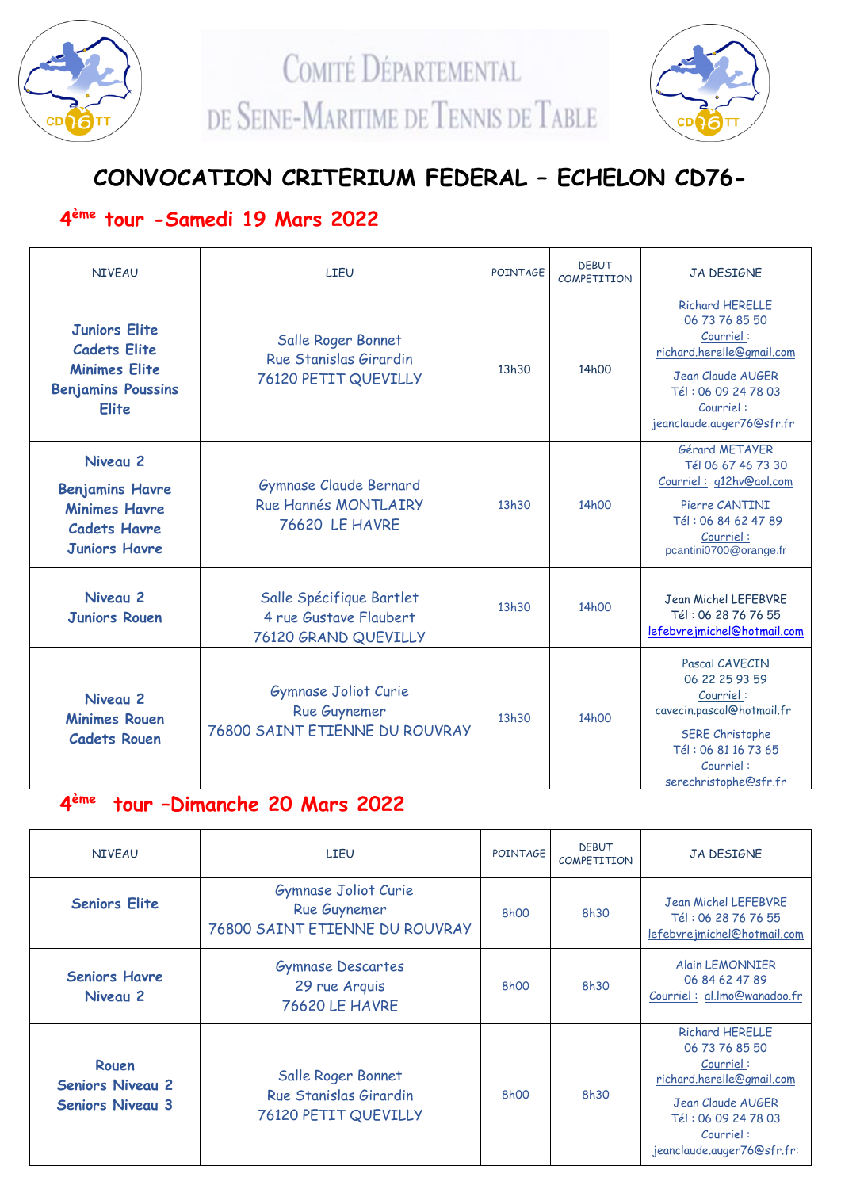# COMITÉ DÉPARTEMENTAL DE SEINE-MARITIME DE TENNIS DE TABLE

## CONVOCATION CRITERIUM FEDERAL – ECHELON CD76-

### 4ème tour -Samedi 19 Mars 2022

| NIVEAU | LIEU | POINTAGE | DEBUT COMPETITION | JA DESIGNE |
|---|---|---|---|---|
| **Juniors Elite**<br>**Cadets Elite**<br>**Minimes Elite**<br>**Benjamins Poussins Elite** | Salle Roger Bonnet<br>Rue Stanislas Girardin<br>76120 PETIT QUEVILLY | 13h30 | 14h00 | Richard HERELLE<br>06 73 76 85 50<br>Courriel :<br>richard.herelle@gmail.com<br><br>Jean Claude AUGER<br>Tél : 06 09 24 78 03<br>Courriel :<br>jeanclaude.auger76@sfr.fr |
| **Niveau 2**<br>**Benjamins Havre**<br>**Minimes Havre**<br>**Cadets Havre**<br>**Juniors Havre** | Gymnase Claude Bernard<br>Rue Hannés MONTLAIRY<br>76620 LE HAVRE | 13h30 | 14h00 | Gérard METAYER<br>Tél 06 67 46 73 30<br>Courriel : g12hv@aol.com<br><br>Pierre CANTINI<br>Tél : 06 84 62 47 89<br>Courriel :<br>pcantini0700@orange.fr |
| **Niveau 2**<br>**Juniors Rouen** | Salle Spécifique Bartlet<br>4 rue Gustave Flaubert<br>76120 GRAND QUEVILLY | 13h30 | 14h00 | Jean Michel LEFEBVRE<br>Tél : 06 28 76 76 55<br>lefebvrejmichel@hotmail.com |
| **Niveau 2**<br>**Minimes Rouen**<br>**Cadets Rouen** | Gymnase Joliot Curie<br>Rue Guynemer<br>76800 SAINT ETIENNE DU ROUVRAY | 13h30 | 14h00 | Pascal CAVECIN<br>06 22 25 93 59<br>Courriel :<br>cavecin.pascal@hotmail.fr<br><br>SERE Christophe<br>Tél : 06 81 16 73 65<br>Courriel :<br>serechristophe@sfr.fr |

### 4ème tour –Dimanche 20 Mars 2022

| NIVEAU | LIEU | POINTAGE | DEBUT COMPETITION | JA DESIGNE |
|---|---|---|---|---|
| **Seniors Elite** | Gymnase Joliot Curie<br>Rue Guynemer<br>76800 SAINT ETIENNE DU ROUVRAY | 8h00 | 8h30 | Jean Michel LEFEBVRE<br>Tél : 06 28 76 76 55<br>lefebvrejmichel@hotmail.com |
| **Seniors Havre**<br>**Niveau 2** | Gymnase Descartes<br>29 rue Arquis<br>76620 LE HAVRE | 8h00 | 8h30 | Alain LEMONNIER<br>06 84 62 47 89<br>Courriel : al.lmo@wanadoo.fr |
| **Rouen**<br>**Seniors Niveau 2**<br>**Seniors Niveau 3** | Salle Roger Bonnet<br>Rue Stanislas Girardin<br>76120 PETIT QUEVILLY | 8h00 | 8h30 | Richard HERELLE<br>06 73 76 85 50<br>Courriel :<br>richard.herelle@gmail.com<br><br>Jean Claude AUGER<br>Tél : 06 09 24 78 03<br>Courriel :<br>jeanclaude.auger76@sfr.fr: |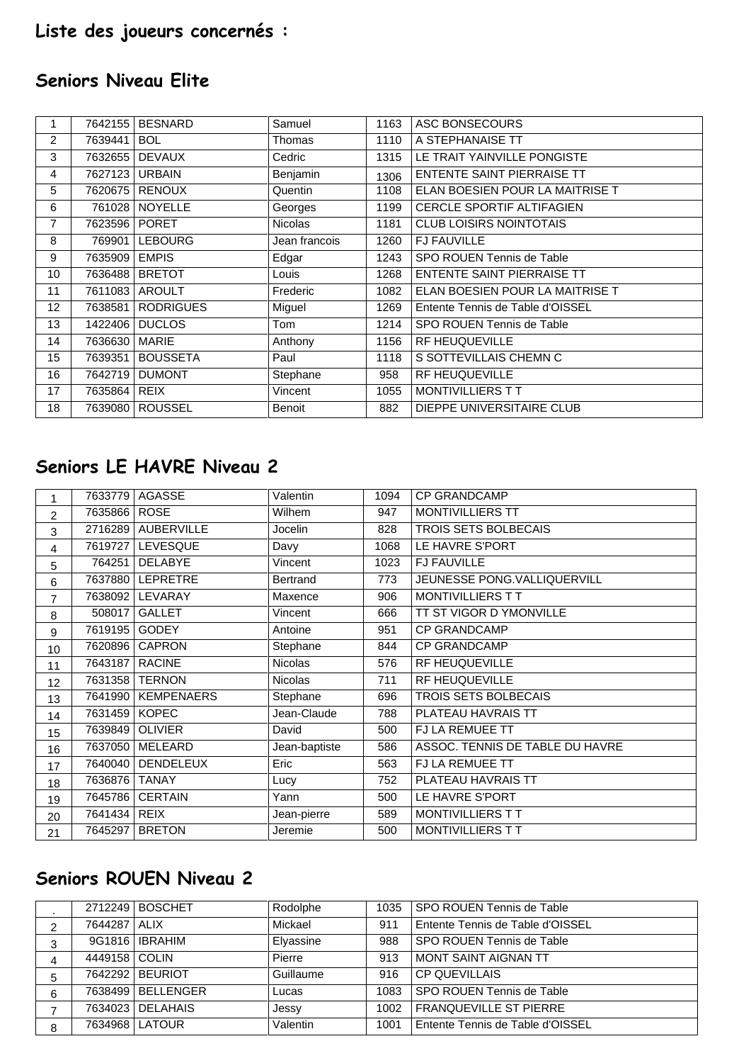## Liste des joueurs concernés :

### Seniors Niveau Elite

| | | | | | |
|---|---|---|---|---|---|
| 1 | 7642155 | BESNARD | Samuel | 1163 | ASC BONSECOURS |
| 2 | 7639441 | BOL | Thomas | 1110 | A STEPHANAISE TT |
| 3 | 7632655 | DEVAUX | Cedric | 1315 | LE TRAIT YAINVILLE PONGISTE |
| 4 | 7627123 | URBAIN | Benjamin | 1306 | ENTENTE SAINT PIERRAISE TT |
| 5 | 7620675 | RENOUX | Quentin | 1108 | ELAN BOESIEN POUR LA MAITRISE T |
| 6 | 761028 | NOYELLE | Georges | 1199 | CERCLE SPORTIF ALTIFAGIEN |
| 7 | 7623596 | PORET | Nicolas | 1181 | CLUB LOISIRS NOINTOTAIS |
| 8 | 769901 | LEBOURG | Jean francois | 1260 | FJ FAUVILLE |
| 9 | 7635909 | EMPIS | Edgar | 1243 | SPO ROUEN Tennis de Table |
| 10 | 7636488 | BRETOT | Louis | 1268 | ENTENTE SAINT PIERRAISE TT |
| 11 | 7611083 | AROULT | Frederic | 1082 | ELAN BOESIEN POUR LA MAITRISE T |
| 12 | 7638581 | RODRIGUES | Miguel | 1269 | Entente Tennis de Table d'OISSEL |
| 13 | 1422406 | DUCLOS | Tom | 1214 | SPO ROUEN Tennis de Table |
| 14 | 7636630 | MARIE | Anthony | 1156 | RF HEUQUEVILLE |
| 15 | 7639351 | BOUSSETA | Paul | 1118 | S SOTTEVILLAIS CHEMN C |
| 16 | 7642719 | DUMONT | Stephane | 958 | RF HEUQUEVILLE |
| 17 | 7635864 | REIX | Vincent | 1055 | MONTIVILLIERS T T |
| 18 | 7639080 | ROUSSEL | Benoit | 882 | DIEPPE UNIVERSITAIRE CLUB |

### Seniors LE HAVRE Niveau 2

| | | | | | |
|---|---|---|---|---|---|
| 1 | 7633779 | AGASSE | Valentin | 1094 | CP GRANDCAMP |
| 2 | 7635866 | ROSE | Wilhem | 947 | MONTIVILLIERS TT |
| 3 | 2716289 | AUBERVILLE | Jocelin | 828 | TROIS SETS BOLBECAIS |
| 4 | 7619727 | LEVESQUE | Davy | 1068 | LE HAVRE S'PORT |
| 5 | 764251 | DELABYE | Vincent | 1023 | FJ FAUVILLE |
| 6 | 7637880 | LEPRETRE | Bertrand | 773 | JEUNESSE PONG.VALLIQUERVILL |
| 7 | 7638092 | LEVARAY | Maxence | 906 | MONTIVILLIERS T T |
| 8 | 508017 | GALLET | Vincent | 666 | TT ST VIGOR D YMONVILLE |
| 9 | 7619195 | GODEY | Antoine | 951 | CP GRANDCAMP |
| 10 | 7620896 | CAPRON | Stephane | 844 | CP GRANDCAMP |
| 11 | 7643187 | RACINE | Nicolas | 576 | RF HEUQUEVILLE |
| 12 | 7631358 | TERNON | Nicolas | 711 | RF HEUQUEVILLE |
| 13 | 7641990 | KEMPENAERS | Stephane | 696 | TROIS SETS BOLBECAIS |
| 14 | 7631459 | KOPEC | Jean-Claude | 788 | PLATEAU HAVRAIS TT |
| 15 | 7639849 | OLIVIER | David | 500 | FJ LA REMUEE TT |
| 16 | 7637050 | MELEARD | Jean-baptiste | 586 | ASSOC. TENNIS DE TABLE DU HAVRE |
| 17 | 7640040 | DENDELEUX | Eric | 563 | FJ LA REMUEE TT |
| 18 | 7636876 | TANAY | Lucy | 752 | PLATEAU HAVRAIS TT |
| 19 | 7645786 | CERTAIN | Yann | 500 | LE HAVRE S'PORT |
| 20 | 7641434 | REIX | Jean-pierre | 589 | MONTIVILLIERS T T |
| 21 | 7645297 | BRETON | Jeremie | 500 | MONTIVILLIERS T T |

### Seniors ROUEN Niveau 2

| | | | | | |
|---|---|---|---|---|---|
| . | 2712249 | BOSCHET | Rodolphe | 1035 | SPO ROUEN Tennis de Table |
| 2 | 7644287 | ALIX | Mickael | 911 | Entente Tennis de Table d'OISSEL |
| 3 | 9G1816 | IBRAHIM | Elyassine | 988 | SPO ROUEN Tennis de Table |
| 4 | 4449158 | COLIN | Pierre | 913 | MONT SAINT AIGNAN TT |
| 5 | 7642292 | BEURIOT | Guillaume | 916 | CP QUEVILLAIS |
| 6 | 7638499 | BELLENGER | Lucas | 1083 | SPO ROUEN Tennis de Table |
| 7 | 7634023 | DELAHAIS | Jessy | 1002 | FRANQUEVILLE ST PIERRE |
| 8 | 7634968 | LATOUR | Valentin | 1001 | Entente Tennis de Table d'OISSEL |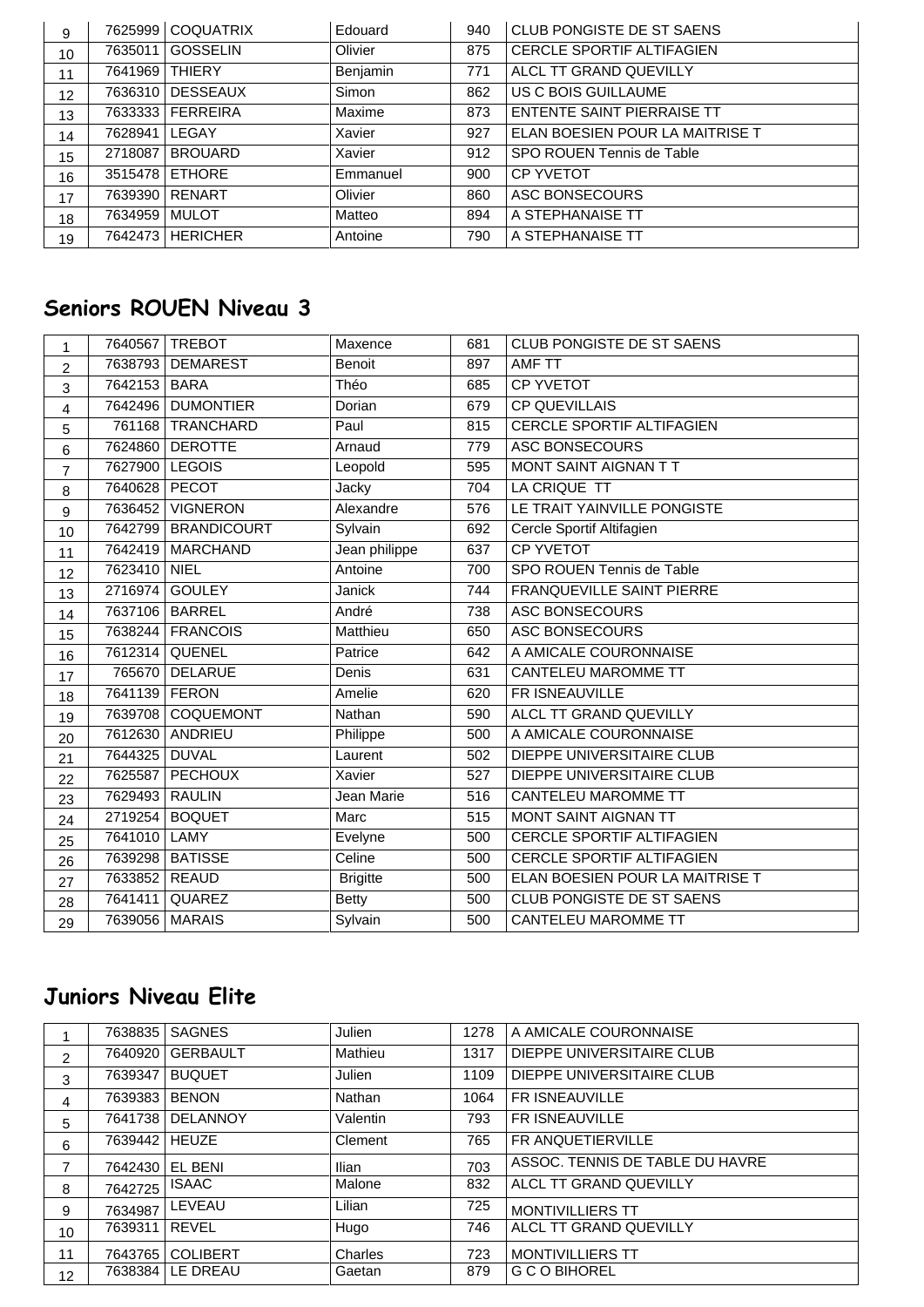| | | | | | |
|---|---|---|---|---|---|
| 9 | 7625999 | COQUATRIX | Edouard | 940 | CLUB PONGISTE DE ST SAENS |
| 10 | 7635011 | GOSSELIN | Olivier | 875 | CERCLE SPORTIF ALTIFAGIEN |
| 11 | 7641969 | THIERY | Benjamin | 771 | ALCL TT GRAND QUEVILLY |
| 12 | 7636310 | DESSEAUX | Simon | 862 | US C BOIS GUILLAUME |
| 13 | 7633333 | FERREIRA | Maxime | 873 | ENTENTE SAINT PIERRAISE TT |
| 14 | 7628941 | LEGAY | Xavier | 927 | ELAN BOESIEN POUR LA MAITRISE T |
| 15 | 2718087 | BROUARD | Xavier | 912 | SPO ROUEN Tennis de Table |
| 16 | 3515478 | ETHORE | Emmanuel | 900 | CP YVETOT |
| 17 | 7639390 | RENART | Olivier | 860 | ASC BONSECOURS |
| 18 | 7634959 | MULOT | Matteo | 894 | A STEPHANAISE TT |
| 19 | 7642473 | HERICHER | Antoine | 790 | A STEPHANAISE TT |

## Seniors ROUEN Niveau 3

| | | | | | |
|---|---|---|---|---|---|
| 1 | 7640567 | TREBOT | Maxence | 681 | CLUB PONGISTE DE ST SAENS |
| 2 | 7638793 | DEMAREST | Benoit | 897 | AMF TT |
| 3 | 7642153 | BARA | Théo | 685 | CP YVETOT |
| 4 | 7642496 | DUMONTIER | Dorian | 679 | CP QUEVILLAIS |
| 5 | 761168 | TRANCHARD | Paul | 815 | CERCLE SPORTIF ALTIFAGIEN |
| 6 | 7624860 | DEROTTE | Arnaud | 779 | ASC BONSECOURS |
| 7 | 7627900 | LEGOIS | Leopold | 595 | MONT SAINT AIGNAN T T |
| 8 | 7640628 | PECOT | Jacky | 704 | LA CRIQUE TT |
| 9 | 7636452 | VIGNERON | Alexandre | 576 | LE TRAIT YAINVILLE PONGISTE |
| 10 | 7642799 | BRANDICOURT | Sylvain | 692 | Cercle Sportif Altifagien |
| 11 | 7642419 | MARCHAND | Jean philippe | 637 | CP YVETOT |
| 12 | 7623410 | NIEL | Antoine | 700 | SPO ROUEN Tennis de Table |
| 13 | 2716974 | GOULEY | Janick | 744 | FRANQUEVILLE SAINT PIERRE |
| 14 | 7637106 | BARREL | André | 738 | ASC BONSECOURS |
| 15 | 7638244 | FRANCOIS | Matthieu | 650 | ASC BONSECOURS |
| 16 | 7612314 | QUENEL | Patrice | 642 | A AMICALE COURONNAISE |
| 17 | 765670 | DELARUE | Denis | 631 | CANTELEU MAROMME TT |
| 18 | 7641139 | FERON | Amelie | 620 | FR ISNEAUVILLE |
| 19 | 7639708 | COQUEMONT | Nathan | 590 | ALCL TT GRAND QUEVILLY |
| 20 | 7612630 | ANDRIEU | Philippe | 500 | A AMICALE COURONNAISE |
| 21 | 7644325 | DUVAL | Laurent | 502 | DIEPPE UNIVERSITAIRE CLUB |
| 22 | 7625587 | PECHOUX | Xavier | 527 | DIEPPE UNIVERSITAIRE CLUB |
| 23 | 7629493 | RAULIN | Jean Marie | 516 | CANTELEU MAROMME TT |
| 24 | 2719254 | BOQUET | Marc | 515 | MONT SAINT AIGNAN TT |
| 25 | 7641010 | LAMY | Evelyne | 500 | CERCLE SPORTIF ALTIFAGIEN |
| 26 | 7639298 | BATISSE | Celine | 500 | CERCLE SPORTIF ALTIFAGIEN |
| 27 | 7633852 | REAUD | Brigitte | 500 | ELAN BOESIEN POUR LA MAITRISE T |
| 28 | 7641411 | QUAREZ | Betty | 500 | CLUB PONGISTE DE ST SAENS |
| 29 | 7639056 | MARAIS | Sylvain | 500 | CANTELEU MAROMME TT |

## Juniors Niveau Elite

| | | | | | |
|---|---|---|---|---|---|
| 1 | 7638835 | SAGNES | Julien | 1278 | A AMICALE COURONNAISE |
| 2 | 7640920 | GERBAULT | Mathieu | 1317 | DIEPPE UNIVERSITAIRE CLUB |
| 3 | 7639347 | BUQUET | Julien | 1109 | DIEPPE UNIVERSITAIRE CLUB |
| 4 | 7639383 | BENON | Nathan | 1064 | FR ISNEAUVILLE |
| 5 | 7641738 | DELANNOY | Valentin | 793 | FR ISNEAUVILLE |
| 6 | 7639442 | HEUZE | Clement | 765 | FR ANQUETIERVILLE |
| 7 | 7642430 | EL BENI | Ilian | 703 | ASSOC. TENNIS DE TABLE DU HAVRE |
| 8 | 7642725 | ISAAC | Malone | 832 | ALCL TT GRAND QUEVILLY |
| 9 | 7634987 | LEVEAU | Lilian | 725 | MONTIVILLIERS TT |
| 10 | 7639311 | REVEL | Hugo | 746 | ALCL TT GRAND QUEVILLY |
| 11 | 7643765 | COLIBERT | Charles | 723 | MONTIVILLIERS TT |
| 12 | 7638384 | LE DREAU | Gaetan | 879 | G C O BIHOREL |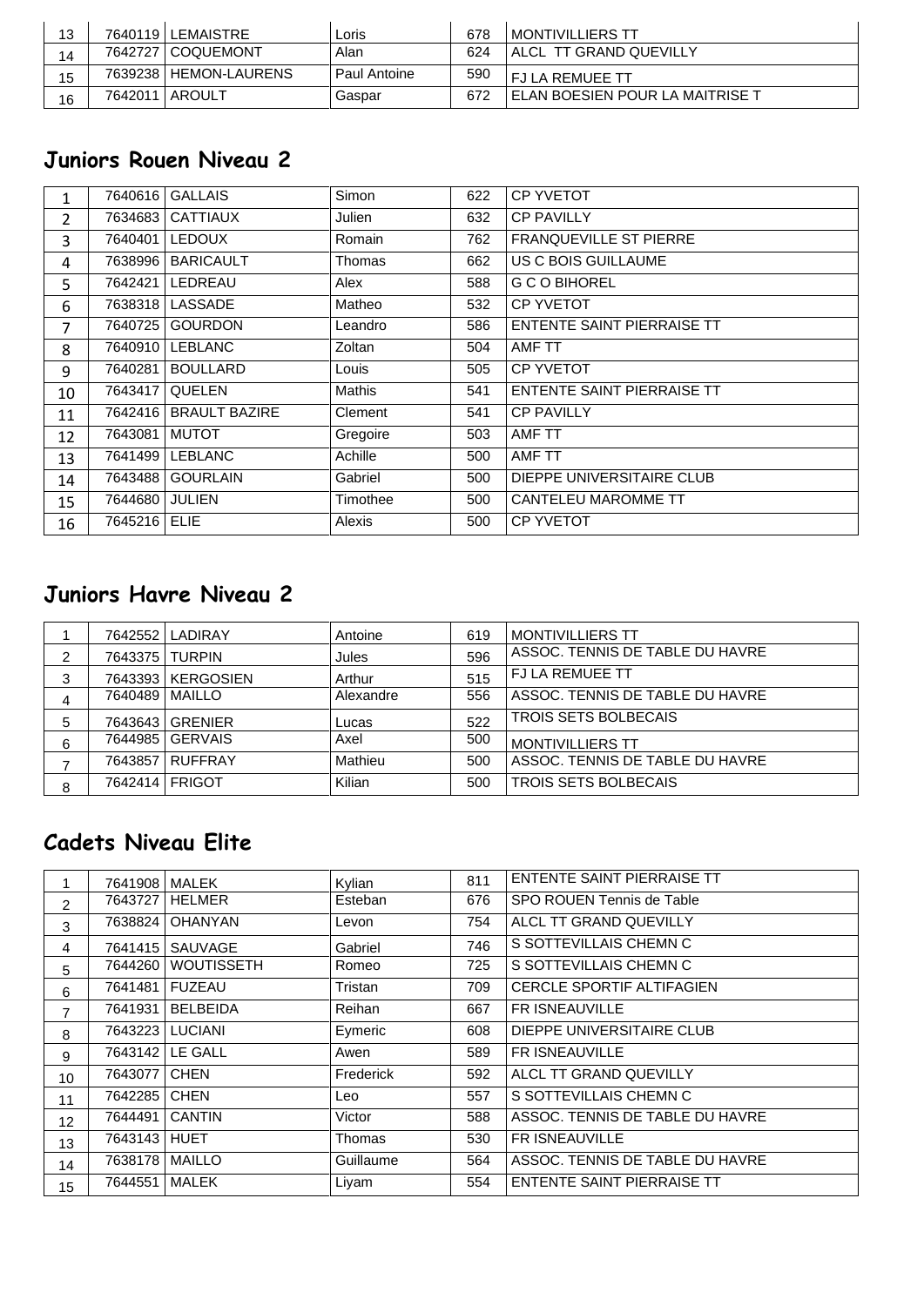| | | | | | |
|---|---|---|---|---|---|
| 13 | 7640119 | LEMAISTRE | Loris | 678 | MONTIVILLIERS TT |
| 14 | 7642727 | COQUEMONT | Alan | 624 | ALCL TT GRAND QUEVILLY |
| 15 | 7639238 | HEMON-LAURENS | Paul Antoine | 590 | FJ LA REMUEE TT |
| 16 | 7642011 | AROULT | Gaspar | 672 | ELAN BOESIEN POUR LA MAITRISE T |

## Juniors Rouen Niveau 2

| | | | | | |
|---|---|---|---|---|---|
| 1 | 7640616 | GALLAIS | Simon | 622 | CP YVETOT |
| 2 | 7634683 | CATTIAUX | Julien | 632 | CP PAVILLY |
| 3 | 7640401 | LEDOUX | Romain | 762 | FRANQUEVILLE ST PIERRE |
| 4 | 7638996 | BARICAULT | Thomas | 662 | US C BOIS GUILLAUME |
| 5 | 7642421 | LEDREAU | Alex | 588 | G C O BIHOREL |
| 6 | 7638318 | LASSADE | Matheo | 532 | CP YVETOT |
| 7 | 7640725 | GOURDON | Leandro | 586 | ENTENTE SAINT PIERRAISE TT |
| 8 | 7640910 | LEBLANC | Zoltan | 504 | AMF TT |
| 9 | 7640281 | BOULLARD | Louis | 505 | CP YVETOT |
| 10 | 7643417 | QUELEN | Mathis | 541 | ENTENTE SAINT PIERRAISE TT |
| 11 | 7642416 | BRAULT BAZIRE | Clement | 541 | CP PAVILLY |
| 12 | 7643081 | MUTOT | Gregoire | 503 | AMF TT |
| 13 | 7641499 | LEBLANC | Achille | 500 | AMF TT |
| 14 | 7643488 | GOURLAIN | Gabriel | 500 | DIEPPE UNIVERSITAIRE CLUB |
| 15 | 7644680 | JULIEN | Timothee | 500 | CANTELEU MAROMME TT |
| 16 | 7645216 | ELIE | Alexis | 500 | CP YVETOT |

## Juniors Havre Niveau 2

| | | | | | |
|---|---|---|---|---|---|
| 1 | 7642552 | LADIRAY | Antoine | 619 | MONTIVILLIERS TT |
| 2 | 7643375 | TURPIN | Jules | 596 | ASSOC. TENNIS DE TABLE DU HAVRE |
| 3 | 7643393 | KERGOSIEN | Arthur | 515 | FJ LA REMUEE TT |
| 4 | 7640489 | MAILLO | Alexandre | 556 | ASSOC. TENNIS DE TABLE DU HAVRE |
| 5 | 7643643 | GRENIER | Lucas | 522 | TROIS SETS BOLBECAIS |
| 6 | 7644985 | GERVAIS | Axel | 500 | MONTIVILLIERS TT |
| 7 | 7643857 | RUFFRAY | Mathieu | 500 | ASSOC. TENNIS DE TABLE DU HAVRE |
| 8 | 7642414 | FRIGOT | Kilian | 500 | TROIS SETS BOLBECAIS |

## Cadets Niveau Elite

| | | | | | |
|---|---|---|---|---|---|
| 1 | 7641908 | MALEK | Kylian | 811 | ENTENTE SAINT PIERRAISE TT |
| 2 | 7643727 | HELMER | Esteban | 676 | SPO ROUEN Tennis de Table |
| 3 | 7638824 | OHANYAN | Levon | 754 | ALCL TT GRAND QUEVILLY |
| 4 | 7641415 | SAUVAGE | Gabriel | 746 | S SOTTEVILLAIS CHEMN C |
| 5 | 7644260 | WOUTISSETH | Romeo | 725 | S SOTTEVILLAIS CHEMN C |
| 6 | 7641481 | FUZEAU | Tristan | 709 | CERCLE SPORTIF ALTIFAGIEN |
| 7 | 7641931 | BELBEIDA | Reihan | 667 | FR ISNEAUVILLE |
| 8 | 7643223 | LUCIANI | Eymeric | 608 | DIEPPE UNIVERSITAIRE CLUB |
| 9 | 7643142 | LE GALL | Awen | 589 | FR ISNEAUVILLE |
| 10 | 7643077 | CHEN | Frederick | 592 | ALCL TT GRAND QUEVILLY |
| 11 | 7642285 | CHEN | Leo | 557 | S SOTTEVILLAIS CHEMN C |
| 12 | 7644491 | CANTIN | Victor | 588 | ASSOC. TENNIS DE TABLE DU HAVRE |
| 13 | 7643143 | HUET | Thomas | 530 | FR ISNEAUVILLE |
| 14 | 7638178 | MAILLO | Guillaume | 564 | ASSOC. TENNIS DE TABLE DU HAVRE |
| 15 | 7644551 | MALEK | Liyam | 554 | ENTENTE SAINT PIERRAISE TT |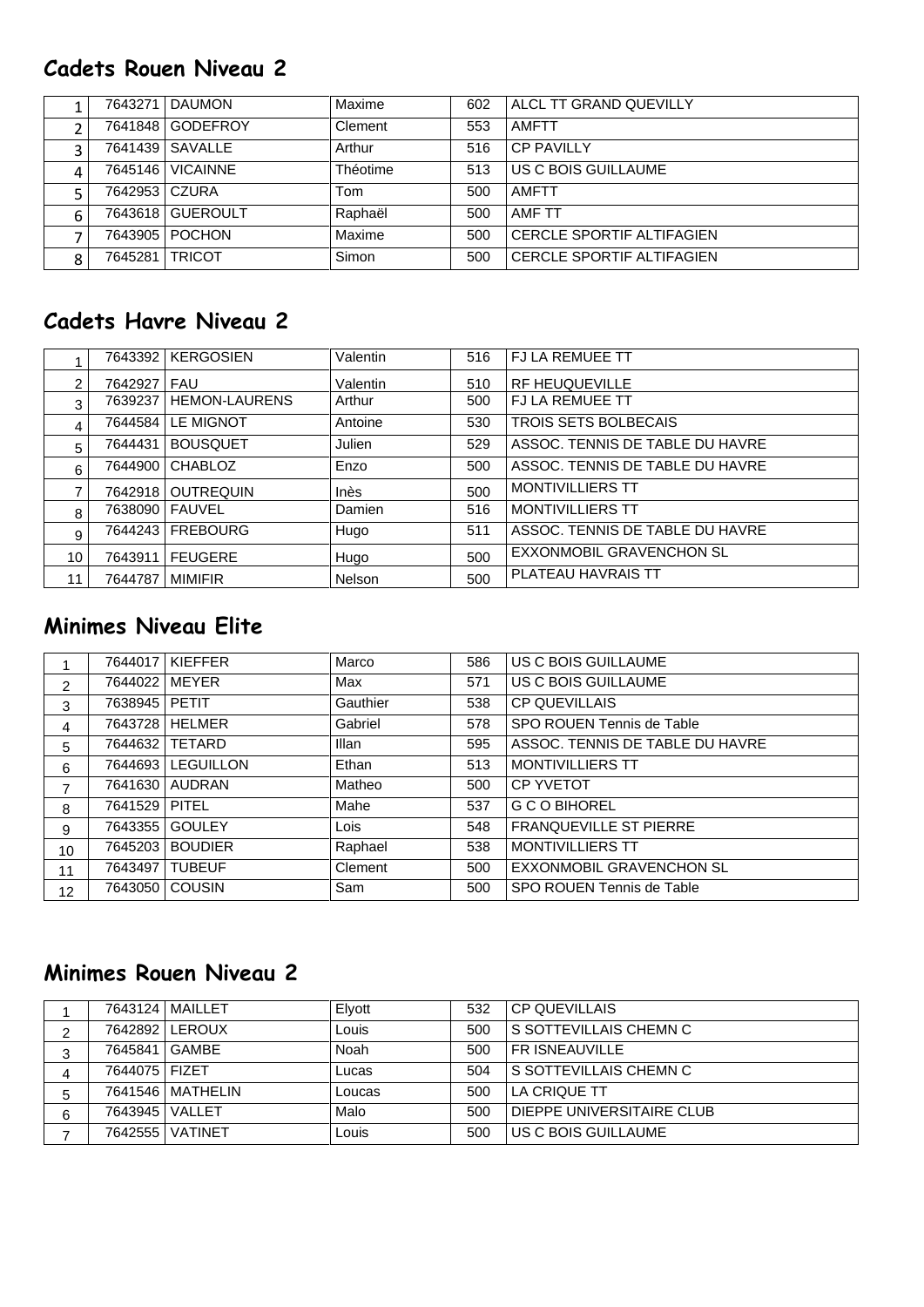## Cadets Rouen Niveau 2

| | | | | | |
|---|---|---|---|---|---|
| 1 | 7643271 | DAUMON | Maxime | 602 | ALCL TT GRAND QUEVILLY |
| 2 | 7641848 | GODEFROY | Clement | 553 | AMFTT |
| 3 | 7641439 | SAVALLE | Arthur | 516 | CP PAVILLY |
| 4 | 7645146 | VICAINNE | Théotime | 513 | US C BOIS GUILLAUME |
| 5 | 7642953 | CZURA | Tom | 500 | AMFTT |
| 6 | 7643618 | GUEROULT | Raphaël | 500 | AMF TT |
| 7 | 7643905 | POCHON | Maxime | 500 | CERCLE SPORTIF ALTIFAGIEN |
| 8 | 7645281 | TRICOT | Simon | 500 | CERCLE SPORTIF ALTIFAGIEN |

## Cadets Havre Niveau 2

| | | | | | |
|---|---|---|---|---|---|
| 1 | 7643392 | KERGOSIEN | Valentin | 516 | FJ LA REMUEE TT |
| 2 | 7642927 | FAU | Valentin | 510 | RF HEUQUEVILLE |
| 3 | 7639237 | HEMON-LAURENS | Arthur | 500 | FJ LA REMUEE TT |
| 4 | 7644584 | LE MIGNOT | Antoine | 530 | TROIS SETS BOLBECAIS |
| 5 | 7644431 | BOUSQUET | Julien | 529 | ASSOC. TENNIS DE TABLE DU HAVRE |
| 6 | 7644900 | CHABLOZ | Enzo | 500 | ASSOC. TENNIS DE TABLE DU HAVRE |
| 7 | 7642918 | OUTREQUIN | Inès | 500 | MONTIVILLIERS TT |
| 8 | 7638090 | FAUVEL | Damien | 516 | MONTIVILLIERS TT |
| 9 | 7644243 | FREBOURG | Hugo | 511 | ASSOC. TENNIS DE TABLE DU HAVRE |
| 10 | 7643911 | FEUGERE | Hugo | 500 | EXXONMOBIL GRAVENCHON SL |
| 11 | 7644787 | MIMIFIR | Nelson | 500 | PLATEAU HAVRAIS TT |

## Minimes Niveau Elite

| | | | | | |
|---|---|---|---|---|---|
| 1 | 7644017 | KIEFFER | Marco | 586 | US C BOIS GUILLAUME |
| 2 | 7644022 | MEYER | Max | 571 | US C BOIS GUILLAUME |
| 3 | 7638945 | PETIT | Gauthier | 538 | CP QUEVILLAIS |
| 4 | 7643728 | HELMER | Gabriel | 578 | SPO ROUEN Tennis de Table |
| 5 | 7644632 | TETARD | Illan | 595 | ASSOC. TENNIS DE TABLE DU HAVRE |
| 6 | 7644693 | LEGUILLON | Ethan | 513 | MONTIVILLIERS TT |
| 7 | 7641630 | AUDRAN | Matheo | 500 | CP YVETOT |
| 8 | 7641529 | PITEL | Mahe | 537 | G C O BIHOREL |
| 9 | 7643355 | GOULEY | Lois | 548 | FRANQUEVILLE ST PIERRE |
| 10 | 7645203 | BOUDIER | Raphael | 538 | MONTIVILLIERS TT |
| 11 | 7643497 | TUBEUF | Clement | 500 | EXXONMOBIL GRAVENCHON SL |
| 12 | 7643050 | COUSIN | Sam | 500 | SPO ROUEN Tennis de Table |

## Minimes Rouen Niveau 2

| | | | | | |
|---|---|---|---|---|---|
| 1 | 7643124 | MAILLET | Elyott | 532 | CP QUEVILLAIS |
| 2 | 7642892 | LEROUX | Louis | 500 | S SOTTEVILLAIS CHEMN C |
| 3 | 7645841 | GAMBE | Noah | 500 | FR ISNEAUVILLE |
| 4 | 7644075 | FIZET | Lucas | 504 | S SOTTEVILLAIS CHEMN C |
| 5 | 7641546 | MATHELIN | Loucas | 500 | LA CRIQUE TT |
| 6 | 7643945 | VALLET | Malo | 500 | DIEPPE UNIVERSITAIRE CLUB |
| 7 | 7642555 | VATINET | Louis | 500 | US C BOIS GUILLAUME |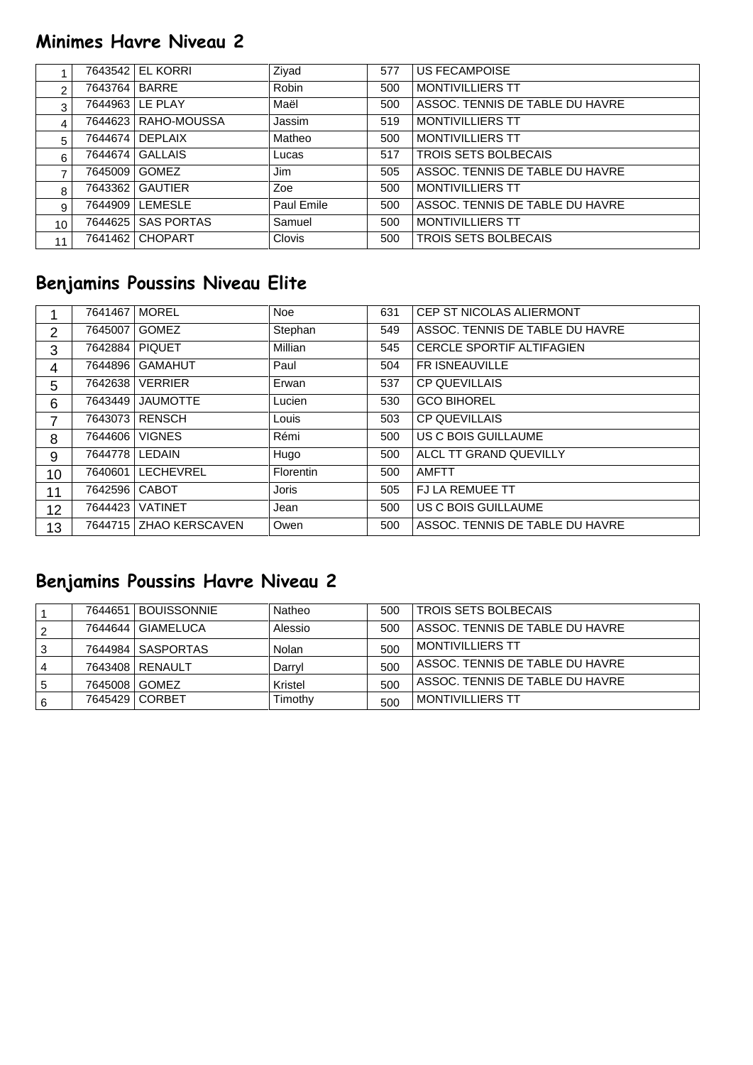## Minimes Havre Niveau 2

| | | | | | |
|---|---|---|---|---|---|
| 1 | 7643542 | EL KORRI | Ziyad | 577 | US FECAMPOISE |
| 2 | 7643764 | BARRE | Robin | 500 | MONTIVILLIERS TT |
| 3 | 7644963 | LE PLAY | Maël | 500 | ASSOC. TENNIS DE TABLE DU HAVRE |
| 4 | 7644623 | RAHO-MOUSSA | Jassim | 519 | MONTIVILLIERS TT |
| 5 | 7644674 | DEPLAIX | Matheo | 500 | MONTIVILLIERS TT |
| 6 | 7644674 | GALLAIS | Lucas | 517 | TROIS SETS BOLBECAIS |
| 7 | 7645009 | GOMEZ | Jim | 505 | ASSOC. TENNIS DE TABLE DU HAVRE |
| 8 | 7643362 | GAUTIER | Zoe | 500 | MONTIVILLIERS TT |
| 9 | 7644909 | LEMESLE | Paul Emile | 500 | ASSOC. TENNIS DE TABLE DU HAVRE |
| 10 | 7644625 | SAS PORTAS | Samuel | 500 | MONTIVILLIERS TT |
| 11 | 7641462 | CHOPART | Clovis | 500 | TROIS SETS BOLBECAIS |

## Benjamins Poussins Niveau Elite

| | | | | | |
|---|---|---|---|---|---|
| 1 | 7641467 | MOREL | Noe | 631 | CEP ST NICOLAS ALIERMONT |
| 2 | 7645007 | GOMEZ | Stephan | 549 | ASSOC. TENNIS DE TABLE DU HAVRE |
| 3 | 7642884 | PIQUET | Millian | 545 | CERCLE SPORTIF ALTIFAGIEN |
| 4 | 7644896 | GAMAHUT | Paul | 504 | FR ISNEAUVILLE |
| 5 | 7642638 | VERRIER | Erwan | 537 | CP QUEVILLAIS |
| 6 | 7643449 | JAUMOTTE | Lucien | 530 | GCO BIHOREL |
| 7 | 7643073 | RENSCH | Louis | 503 | CP QUEVILLAIS |
| 8 | 7644606 | VIGNES | Rémi | 500 | US C BOIS GUILLAUME |
| 9 | 7644778 | LEDAIN | Hugo | 500 | ALCL TT GRAND QUEVILLY |
| 10 | 7640601 | LECHEVREL | Florentin | 500 | AMFTT |
| 11 | 7642596 | CABOT | Joris | 505 | FJ LA REMUEE TT |
| 12 | 7644423 | VATINET | Jean | 500 | US C BOIS GUILLAUME |
| 13 | 7644715 | ZHAO KERSCAVEN | Owen | 500 | ASSOC. TENNIS DE TABLE DU HAVRE |

## Benjamins Poussins Havre Niveau 2

| | | | | | |
|---|---|---|---|---|---|
| 1 | 7644651 | BOUISSONNIE | Natheo | 500 | TROIS SETS BOLBECAIS |
| 2 | 7644644 | GIAMELUCA | Alessio | 500 | ASSOC. TENNIS DE TABLE DU HAVRE |
| 3 | 7644984 | SASPORTAS | Nolan | 500 | MONTIVILLIERS TT |
| 4 | 7643408 | RENAULT | Darryl | 500 | ASSOC. TENNIS DE TABLE DU HAVRE |
| 5 | 7645008 | GOMEZ | Kristel | 500 | ASSOC. TENNIS DE TABLE DU HAVRE |
| 6 | 7645429 | CORBET | Timothy | 500 | MONTIVILLIERS TT |